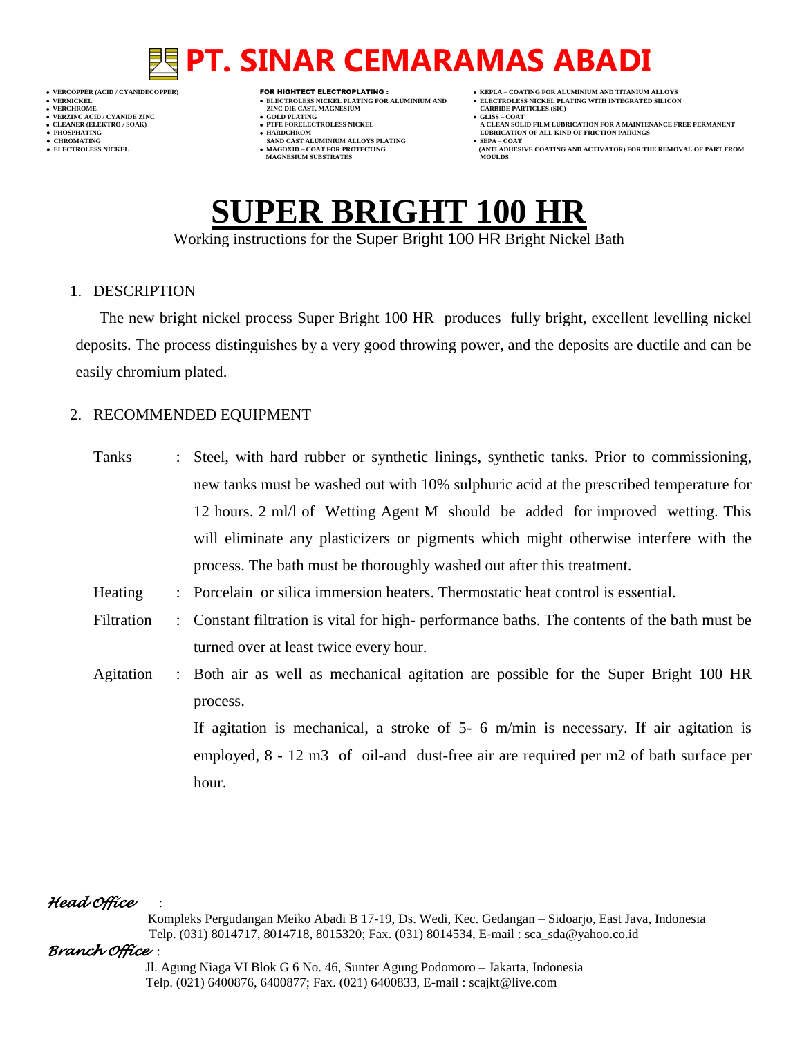# PT. SINAR CEMARAMAS ABADI

- VERCOPPER (ACID / CYANIDECOPPER)
- VERNICKEL
- VERCHROME
- VERZINC ACID / CYANIDE ZINC
- CLEANER (ELEKTRO / SOAK)
- PHOSPHATING
- CHROMATING
- ELECTROLESS NICKEL

**FOR HIGHTECT ELECTROPLATING :**

- ELECTROLESS NICKEL PLATING FOR ALUMINIUM AND ZINC DIE CAST, MAGNESIUM
- GOLD PLATING
- PTFE FORELECTROLESS NICKEL
- HARDCHROM SAND CAST ALUMINIUM ALLOYS PLATING
- MAGOXID – COAT FOR PROTECTING MAGNESIUM SUBSTRATES

- KEPLA – COATING FOR ALUMINIUM AND TITANIUM ALLOYS
- ELECTROLESS NICKEL PLATING WITH INTEGRATED SILICON CARBIDE PARTICLES (SIC)
- GLISS – COAT A CLEAN SOLID FILM LUBRICATION FOR A MAINTENANCE FREE PERMANENT LUBRICATION OF ALL KIND OF FRICTION PAIRINGS
- SEPA – COAT (ANTI ADHESIVE COATING AND ACTIVATOR) FOR THE REMOVAL OF PART FROM MOULDS

# SUPER BRIGHT 100 HR

Working instructions for the Super Bright 100 HR Bright Nickel Bath

## 1. DESCRIPTION

The new bright nickel process Super Bright 100 HR produces fully bright, excellent levelling nickel deposits. The process distinguishes by a very good throwing power, and the deposits are ductile and can be easily chromium plated.

## 2. RECOMMENDED EQUIPMENT

Tanks : Steel, with hard rubber or synthetic linings, synthetic tanks. Prior to commissioning, new tanks must be washed out with 10% sulphuric acid at the prescribed temperature for 12 hours. 2 ml/l of Wetting Agent M should be added for improved wetting. This will eliminate any plasticizers or pigments which might otherwise interfere with the process. The bath must be thoroughly washed out after this treatment.

Heating : Porcelain or silica immersion heaters. Thermostatic heat control is essential.

Filtration : Constant filtration is vital for high- performance baths. The contents of the bath must be turned over at least twice every hour.

Agitation : Both air as well as mechanical agitation are possible for the Super Bright 100 HR process.

If agitation is mechanical, a stroke of 5- 6 m/min is necessary. If air agitation is employed, 8 - 12 m3 of oil-and dust-free air are required per m2 of bath surface per hour.

*Head Office* :

Kompleks Pergudangan Meiko Abadi B 17-19, Ds. Wedi, Kec. Gedangan – Sidoarjo, East Java, Indonesia
Telp. (031) 8014717, 8014718, 8015320; Fax. (031) 8014534, E-mail : sca_sda@yahoo.co.id

*Branch Office* :

Jl. Agung Niaga VI Blok G 6 No. 46, Sunter Agung Podomoro – Jakarta, Indonesia
Telp. (021) 6400876, 6400877; Fax. (021) 6400833, E-mail : scajkt@live.com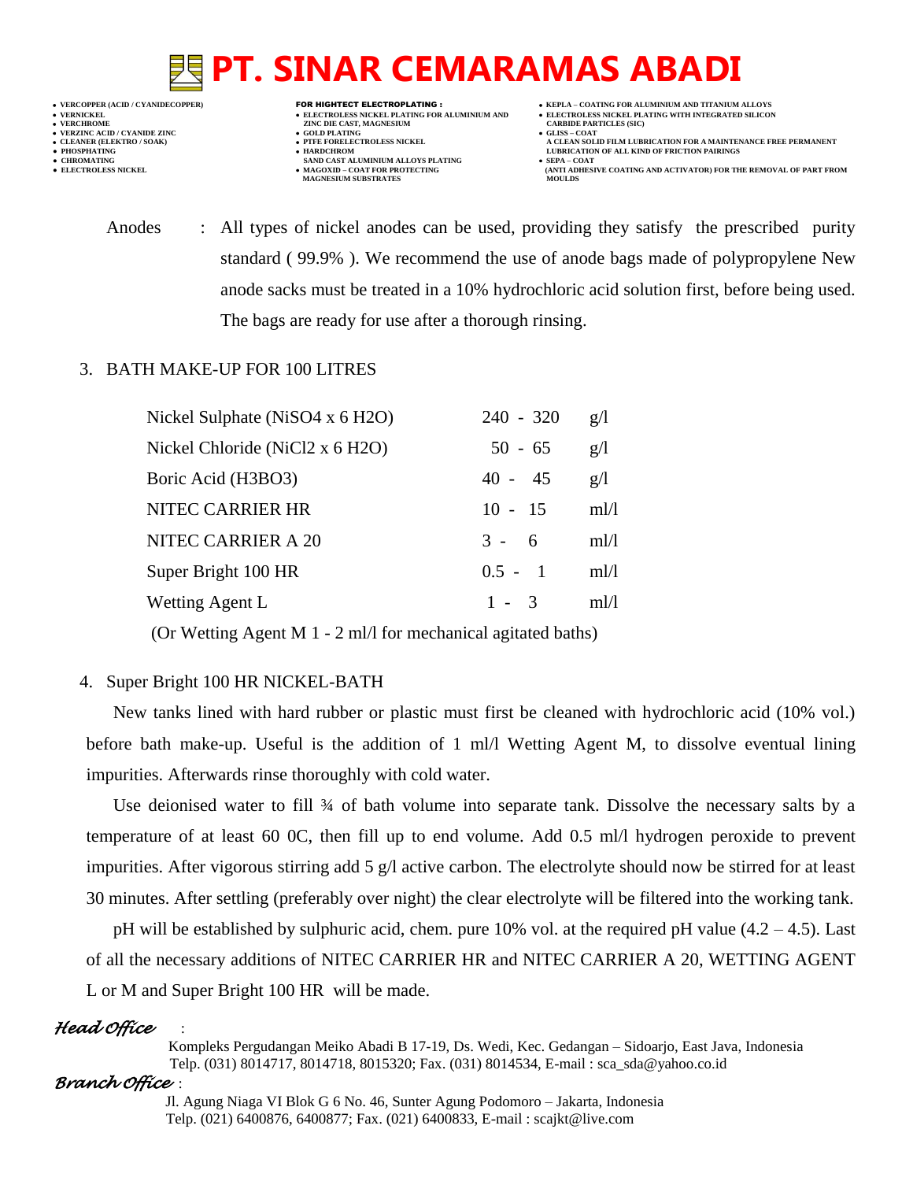Anodes : All types of nickel anodes can be used, providing they satisfy the prescribed purity standard ( 99.9% ). We recommend the use of anode bags made of polypropylene New anode sacks must be treated in a 10% hydrochloric acid solution first, before being used. The bags are ready for use after a thorough rinsing.

3. BATH MAKE-UP FOR 100 LITRES

| | | |
|---|---|---|
| Nickel Sulphate ($NiSO_4 \times 6\ H_2O$) | 240 - 320 | g/l |
| Nickel Chloride ($NiCl_2 \times 6\ H_2O$) | 50 - 65 | g/l |
| Boric Acid ($H_3BO_3$) | 40 - 45 | g/l |
| NITEC CARRIER HR | 10 - 15 | ml/l |
| NITEC CARRIER A 20 | 3 - 6 | ml/l |
| Super Bright 100 HR | 0.5 - 1 | ml/l |
| Wetting Agent L | 1 - 3 | ml/l |

(Or Wetting Agent M 1 - 2 ml/l for mechanical agitated baths)

4. Super Bright 100 HR NICKEL-BATH

New tanks lined with hard rubber or plastic must first be cleaned with hydrochloric acid (10% vol.) before bath make-up. Useful is the addition of 1 ml/l Wetting Agent M, to dissolve eventual lining impurities. Afterwards rinse thoroughly with cold water.

Use deionised water to fill ¾ of bath volume into separate tank. Dissolve the necessary salts by a temperature of at least 60 0C, then fill up to end volume. Add 0.5 ml/l hydrogen peroxide to prevent impurities. After vigorous stirring add 5 g/l active carbon. The electrolyte should now be stirred for at least 30 minutes. After settling (preferably over night) the clear electrolyte will be filtered into the working tank.

pH will be established by sulphuric acid, chem. pure 10% vol. at the required pH value (4.2 – 4.5). Last of all the necessary additions of NITEC CARRIER HR and NITEC CARRIER A 20, WETTING AGENT L or M and Super Bright 100 HR will be made.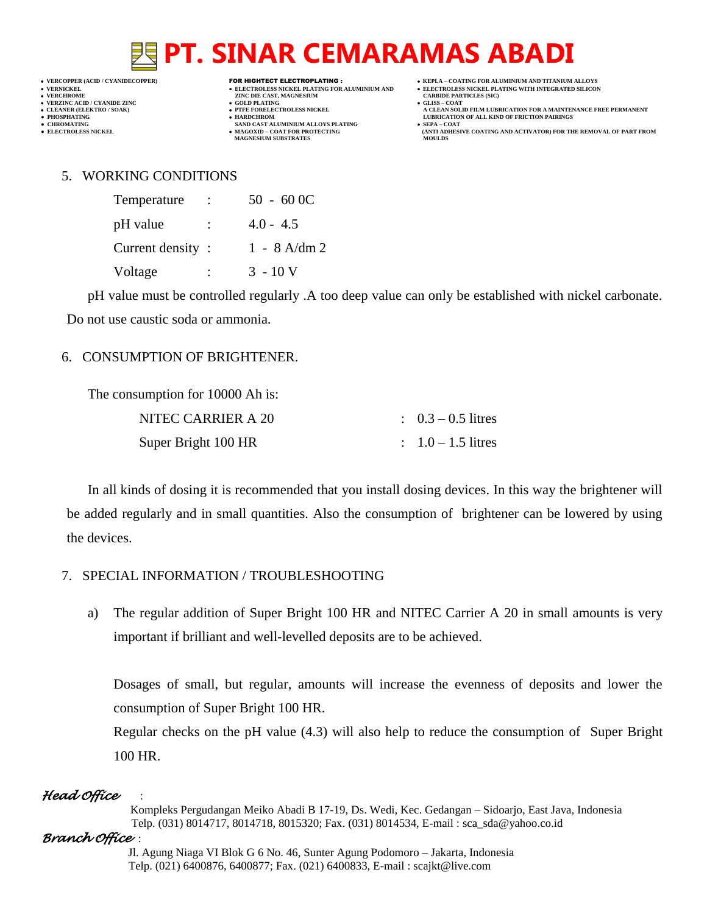5. WORKING CONDITIONS

| | | |
|---|---|---|
| Temperature | : | 50 - 60 0C |
| pH value | : | 4.0 - 4.5 |
| Current density | : | 1 - 8 A/dm 2 |
| Voltage | : | 3 - 10 V |

pH value must be controlled regularly .A too deep value can only be established with nickel carbonate. Do not use caustic soda or ammonia.

6. CONSUMPTION OF BRIGHTENER.

The consumption for 10000 Ah is:

| | |
|---|---|
| NITEC CARRIER A 20 | : 0.3 – 0.5 litres |
| Super Bright 100 HR | : 1.0 – 1.5 litres |

In all kinds of dosing it is recommended that you install dosing devices. In this way the brightener will be added regularly and in small quantities. Also the consumption of brightener can be lowered by using the devices.

7. SPECIAL INFORMATION / TROUBLESHOOTING

a) The regular addition of Super Bright 100 HR and NITEC Carrier A 20 in small amounts is very important if brilliant and well-levelled deposits are to be achieved.

   Dosages of small, but regular, amounts will increase the evenness of deposits and lower the consumption of Super Bright 100 HR.

   Regular checks on the pH value (4.3) will also help to reduce the consumption of Super Bright 100 HR.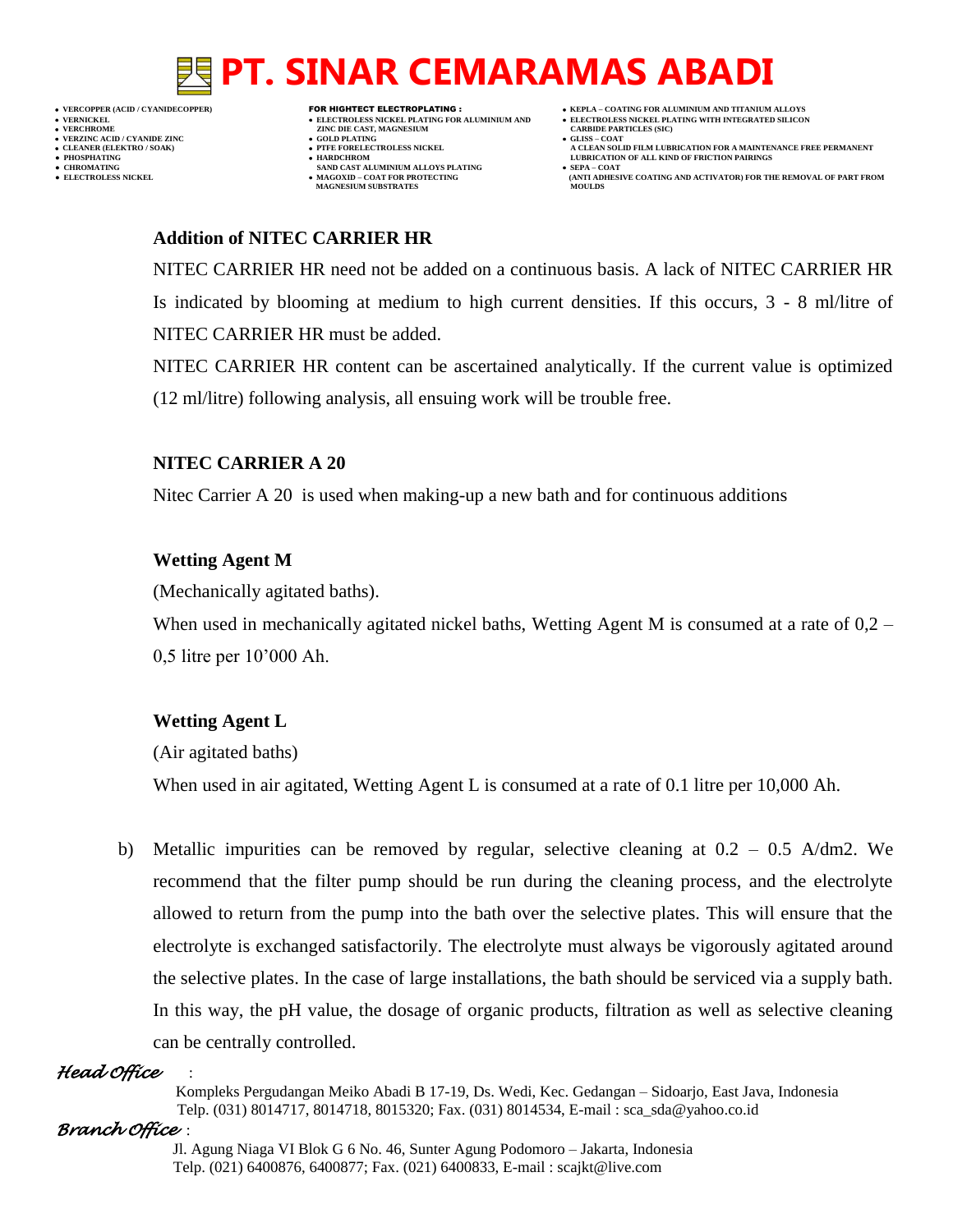**Addition of NITEC CARRIER HR**

NITEC CARRIER HR need not be added on a continuous basis. A lack of NITEC CARRIER HR Is indicated by blooming at medium to high current densities. If this occurs, 3 - 8 ml/litre of NITEC CARRIER HR must be added.

NITEC CARRIER HR content can be ascertained analytically. If the current value is optimized (12 ml/litre) following analysis, all ensuing work will be trouble free.

**NITEC CARRIER A 20**

Nitec Carrier A 20 is used when making-up a new bath and for continuous additions

**Wetting Agent M**

(Mechanically agitated baths).

When used in mechanically agitated nickel baths, Wetting Agent M is consumed at a rate of 0,2 – 0,5 litre per 10'000 Ah.

**Wetting Agent L**

(Air agitated baths)

When used in air agitated, Wetting Agent L is consumed at a rate of 0.1 litre per 10,000 Ah.

b) Metallic impurities can be removed by regular, selective cleaning at 0.2 – 0.5 A/dm2. We recommend that the filter pump should be run during the cleaning process, and the electrolyte allowed to return from the pump into the bath over the selective plates. This will ensure that the electrolyte is exchanged satisfactorily. The electrolyte must always be vigorously agitated around the selective plates. In the case of large installations, the bath should be serviced via a supply bath. In this way, the pH value, the dosage of organic products, filtration as well as selective cleaning can be centrally controlled.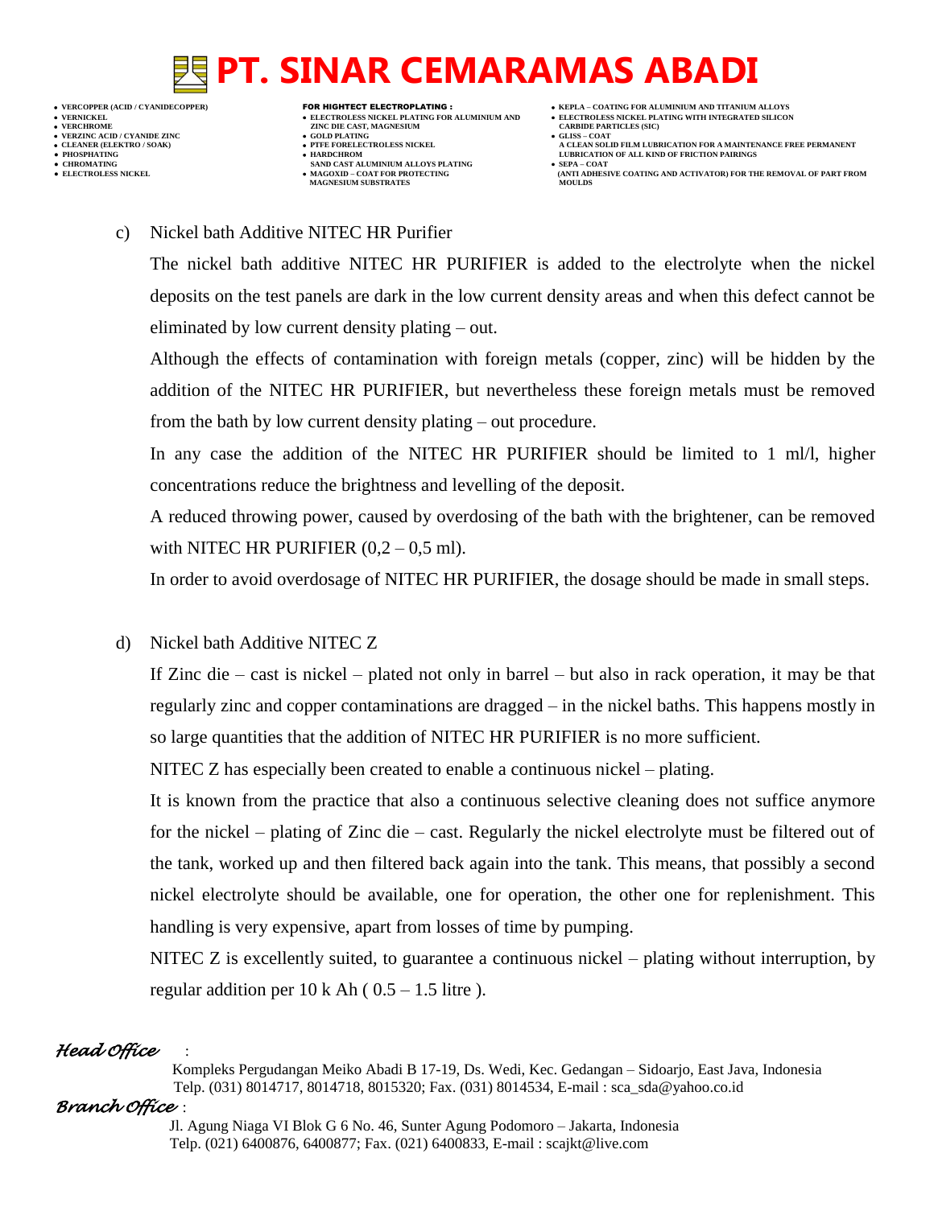c) Nickel bath Additive NITEC HR Purifier

The nickel bath additive NITEC HR PURIFIER is added to the electrolyte when the nickel deposits on the test panels are dark in the low current density areas and when this defect cannot be eliminated by low current density plating – out.

Although the effects of contamination with foreign metals (copper, zinc) will be hidden by the addition of the NITEC HR PURIFIER, but nevertheless these foreign metals must be removed from the bath by low current density plating – out procedure.

In any case the addition of the NITEC HR PURIFIER should be limited to 1 ml/l, higher concentrations reduce the brightness and levelling of the deposit.

A reduced throwing power, caused by overdosing of the bath with the brightener, can be removed with NITEC HR PURIFIER (0,2 – 0,5 ml).

In order to avoid overdosage of NITEC HR PURIFIER, the dosage should be made in small steps.

d) Nickel bath Additive NITEC Z

If Zinc die – cast is nickel – plated not only in barrel – but also in rack operation, it may be that regularly zinc and copper contaminations are dragged – in the nickel baths. This happens mostly in so large quantities that the addition of NITEC HR PURIFIER is no more sufficient.

NITEC Z has especially been created to enable a continuous nickel – plating.

It is known from the practice that also a continuous selective cleaning does not suffice anymore for the nickel – plating of Zinc die – cast. Regularly the nickel electrolyte must be filtered out of the tank, worked up and then filtered back again into the tank. This means, that possibly a second nickel electrolyte should be available, one for operation, the other one for replenishment. This handling is very expensive, apart from losses of time by pumping.

NITEC Z is excellently suited, to guarantee a continuous nickel – plating without interruption, by regular addition per 10 k Ah ( 0.5 – 1.5 litre ).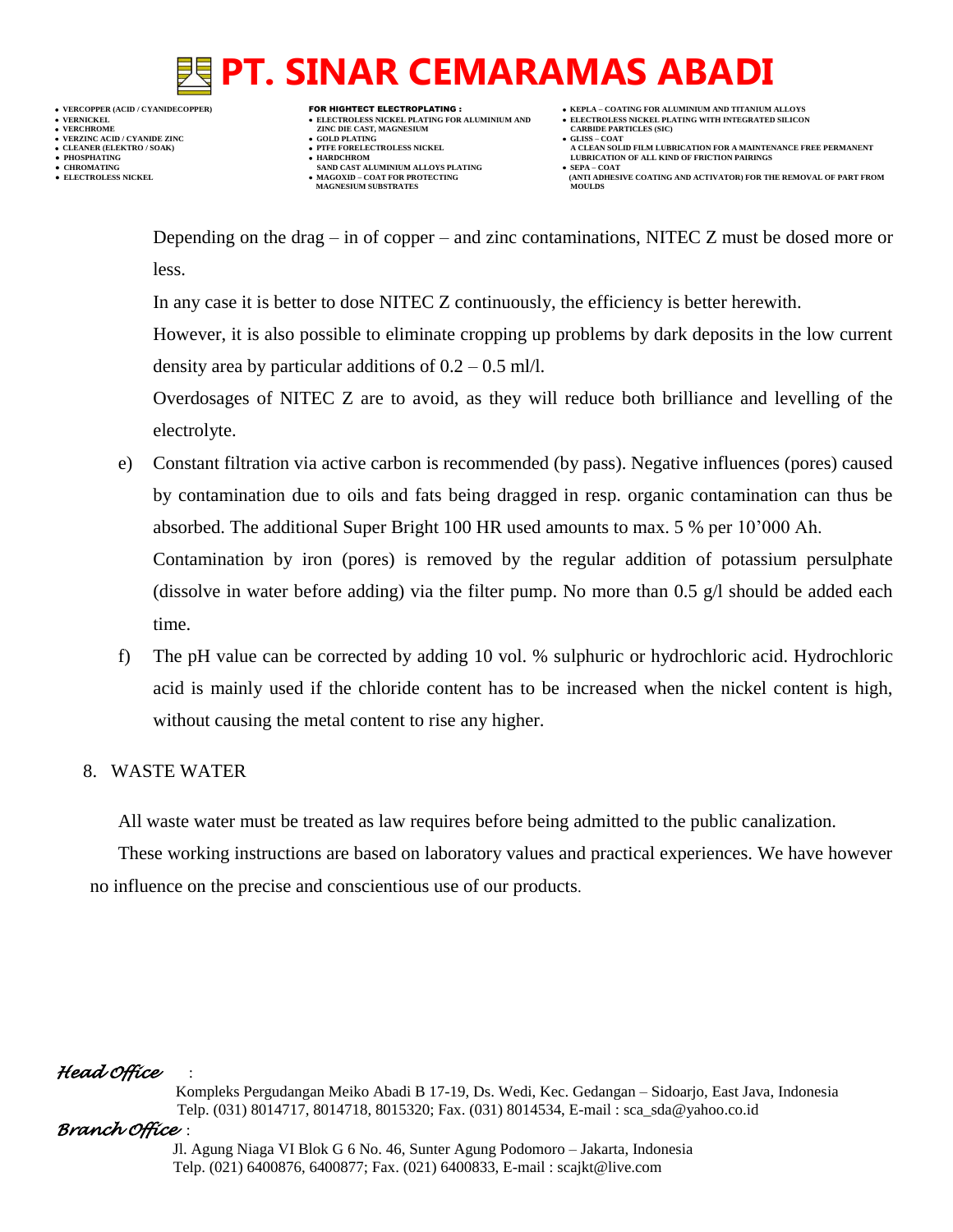Depending on the drag – in of copper – and zinc contaminations, NITEC Z must be dosed more or less.

In any case it is better to dose NITEC Z continuously, the efficiency is better herewith.

However, it is also possible to eliminate cropping up problems by dark deposits in the low current density area by particular additions of 0.2 – 0.5 ml/l.

Overdosages of NITEC Z are to avoid, as they will reduce both brilliance and levelling of the electrolyte.

e) Constant filtration via active carbon is recommended (by pass). Negative influences (pores) caused by contamination due to oils and fats being dragged in resp. organic contamination can thus be absorbed. The additional Super Bright 100 HR used amounts to max. 5 % per 10’000 Ah.

   Contamination by iron (pores) is removed by the regular addition of potassium persulphate (dissolve in water before adding) via the filter pump. No more than 0.5 g/l should be added each time.

f) The pH value can be corrected by adding 10 vol. % sulphuric or hydrochloric acid. Hydrochloric acid is mainly used if the chloride content has to be increased when the nickel content is high, without causing the metal content to rise any higher.

## 8. WASTE WATER

All waste water must be treated as law requires before being admitted to the public canalization.

These working instructions are based on laboratory values and practical experiences. We have however no influence on the precise and conscientious use of our products.